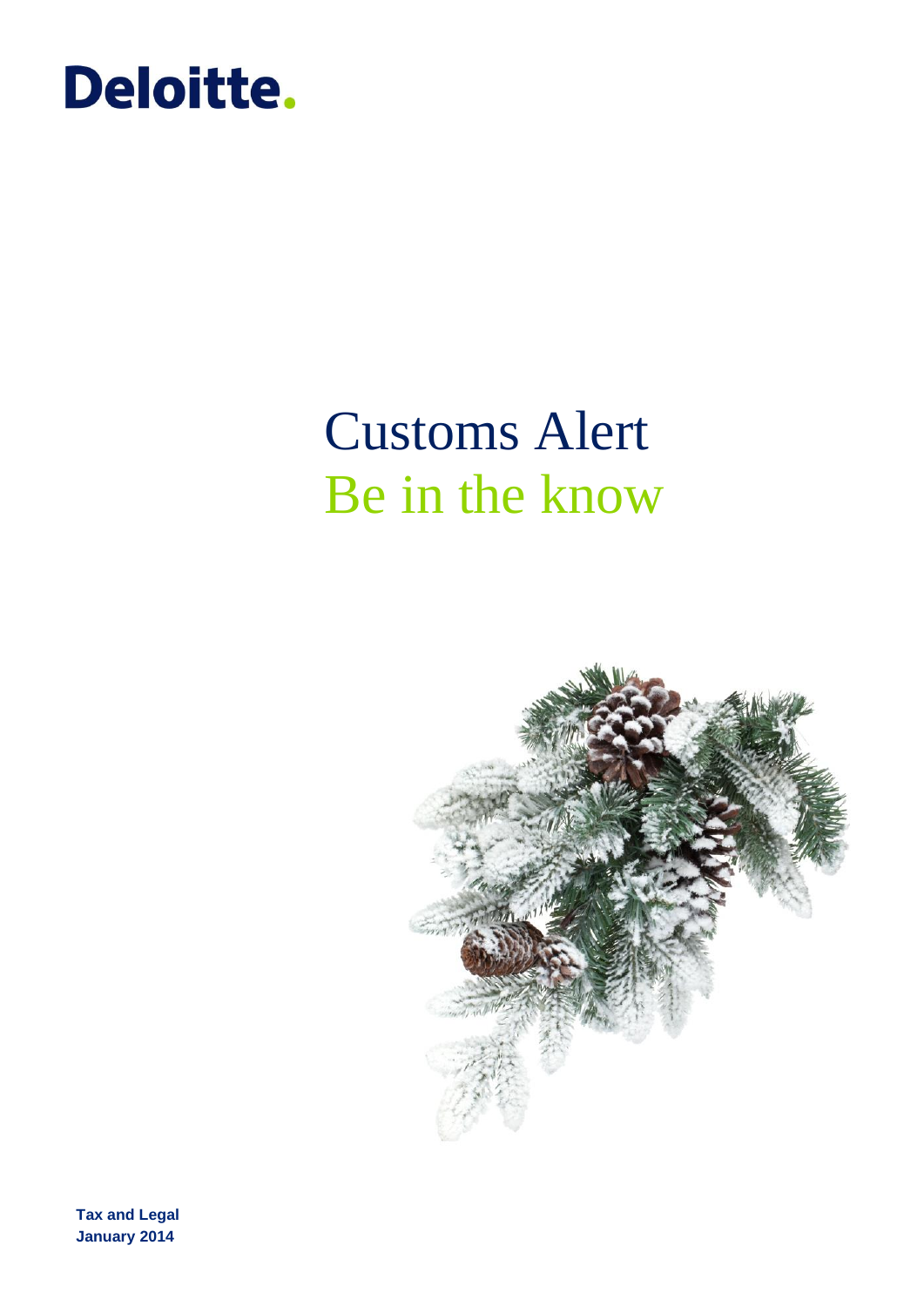Deloitte.

# Customs Alert
## Be in the know

**Tax and Legal**
**January 2014**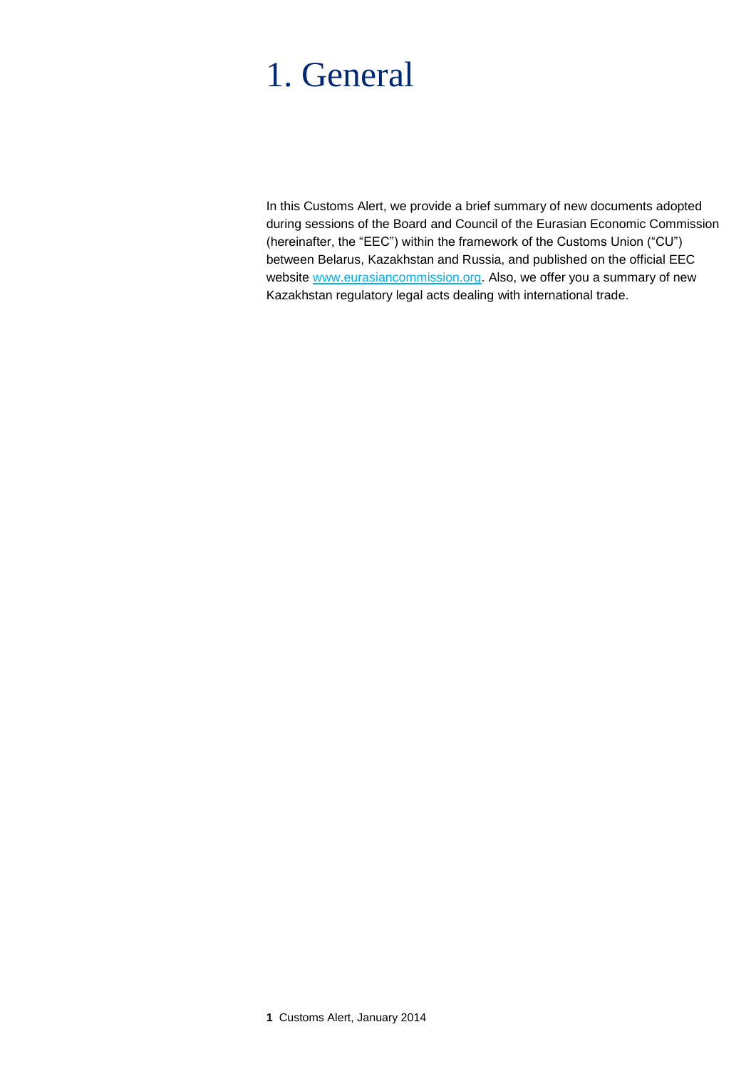# 1. General

In this Customs Alert, we provide a brief summary of new documents adopted during sessions of the Board and Council of the Eurasian Economic Commission (hereinafter, the "EEC") within the framework of the Customs Union ("CU") between Belarus, Kazakhstan and Russia, and published on the official EEC website [www.eurasiancommission.org](http://www.eurasiancommission.org). Also, we offer you a summary of new Kazakhstan regulatory legal acts dealing with international trade.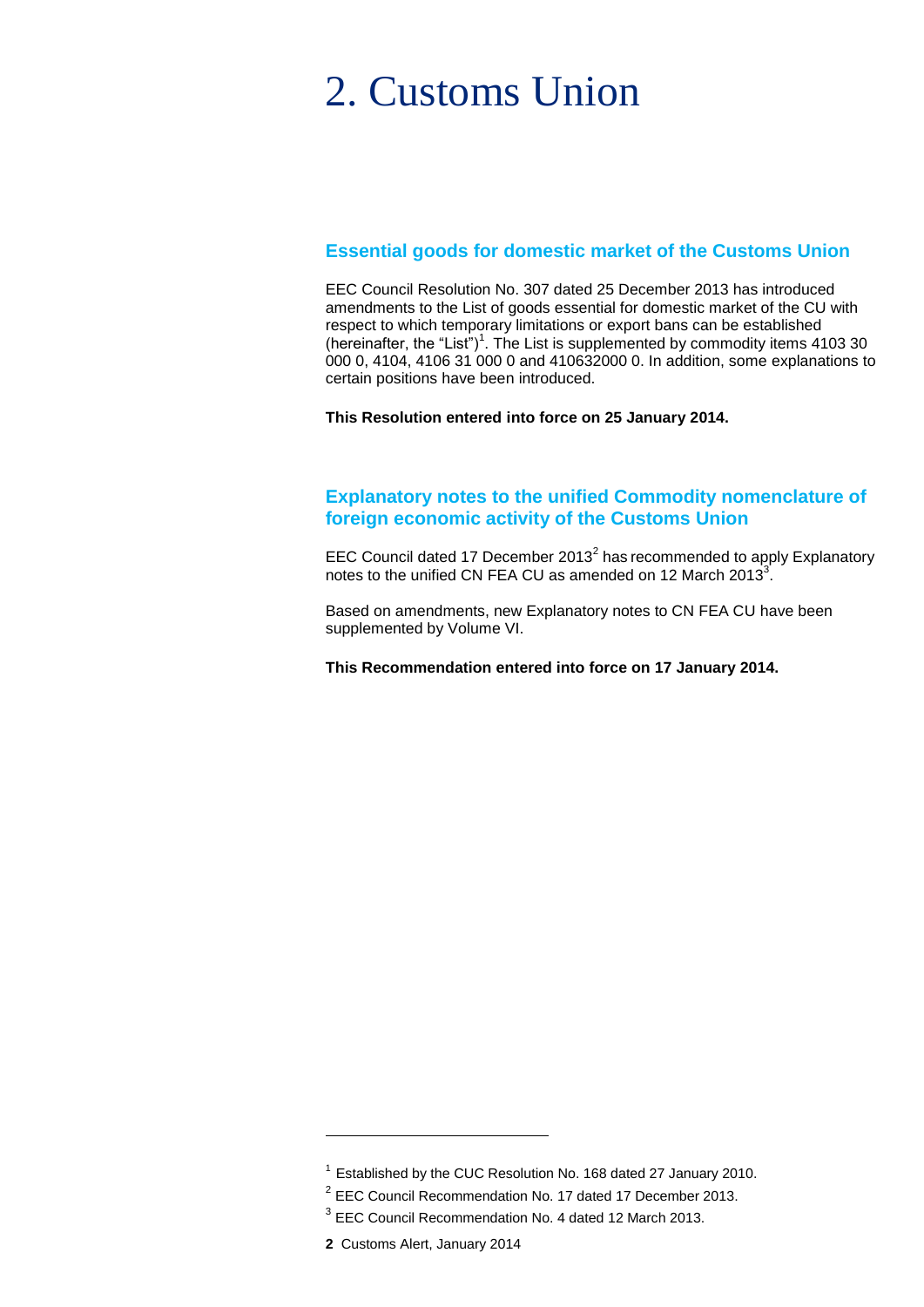# 2. Customs Union

## Essential goods for domestic market of the Customs Union

EEC Council Resolution No. 307 dated 25 December 2013 has introduced amendments to the List of goods essential for domestic market of the CU with respect to which temporary limitations or export bans can be established (hereinafter, the "List")[1]. The List is supplemented by commodity items 4103 30 000 0, 4104, 4106 31 000 0 and 410632000 0. In addition, some explanations to certain positions have been introduced.

**This Resolution entered into force on 25 January 2014.**

## Explanatory notes to the unified Commodity nomenclature of foreign economic activity of the Customs Union

EEC Council dated 17 December 2013[2] has recommended to apply Explanatory notes to the unified CN FEA CU as amended on 12 March 2013[3].

Based on amendments, new Explanatory notes to CN FEA CU have been supplemented by Volume VI.

**This Recommendation entered into force on 17 January 2014.**

---

[1] Established by the CUC Resolution No. 168 dated 27 January 2010.

[2] EEC Council Recommendation No. 17 dated 17 December 2013.

[3] EEC Council Recommendation No. 4 dated 12 March 2013.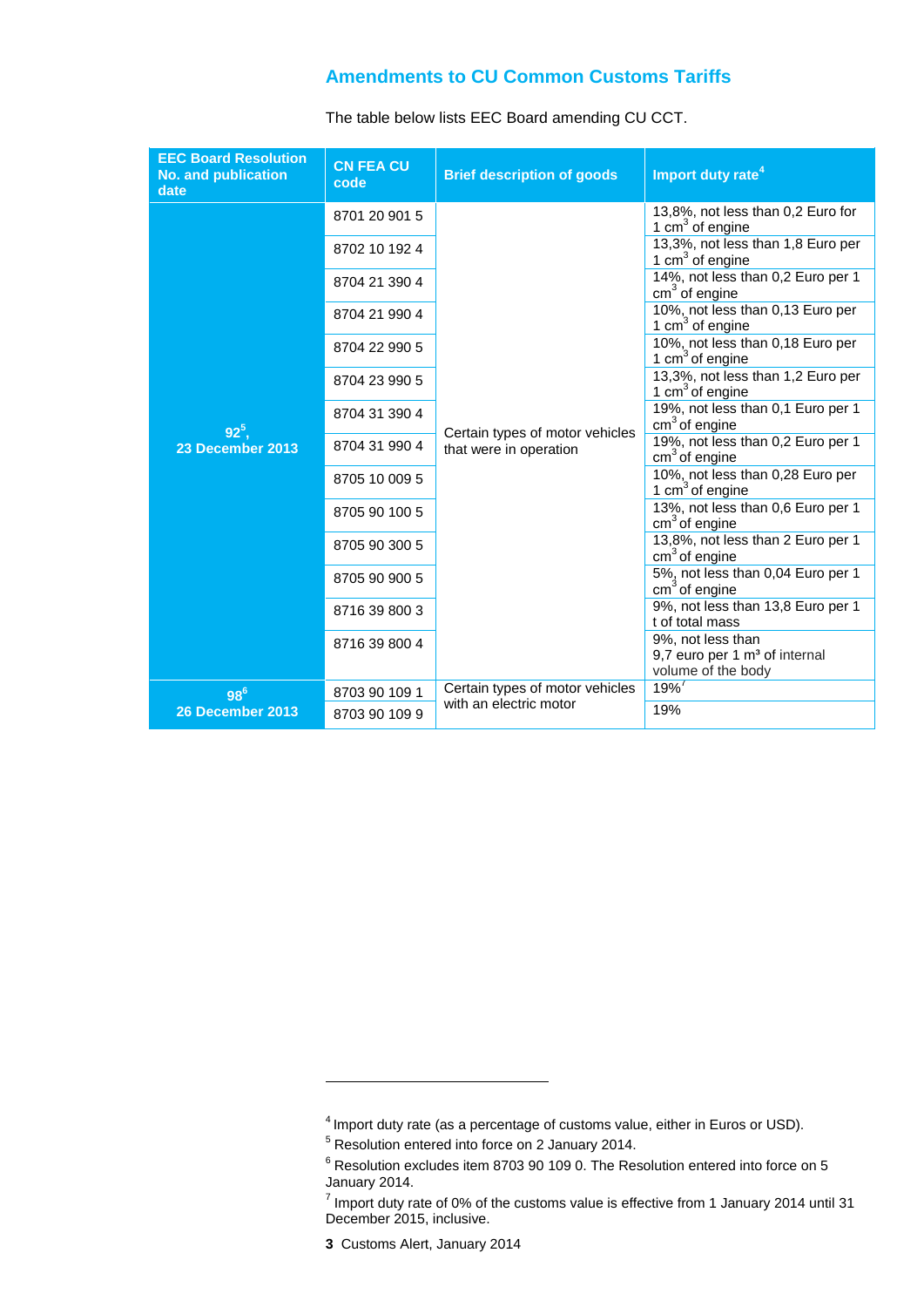## Amendments to CU Common Customs Tariffs

The table below lists EEC Board amending CU CCT.

| EEC Board Resolution No. and publication date | CN FEA CU code | Brief description of goods | Import duty rate[4] |
|---|---|---|---|
| 92[5], 23 December 2013 | 8701 20 901 5 | Certain types of motor vehicles that were in operation | 13,8%, not less than 0,2 Euro for 1 $cm^3$ of engine |
| | 8702 10 192 4 | | 13,3%, not less than 1,8 Euro per 1 $cm^3$ of engine |
| | 8704 21 390 4 | | 14%, not less than 0,2 Euro per 1 $cm^3$ of engine |
| | 8704 21 990 4 | | 10%, not less than 0,13 Euro per 1 $cm^3$ of engine |
| | 8704 22 990 5 | | 10%, not less than 0,18 Euro per 1 $cm^3$ of engine |
| | 8704 23 990 5 | | 13,3%, not less than 1,2 Euro per 1 $cm^3$ of engine |
| | 8704 31 390 4 | | 19%, not less than 0,1 Euro per 1 $cm^3$ of engine |
| | 8704 31 990 4 | | 19%, not less than 0,2 Euro per 1 $cm^3$ of engine |
| | 8705 10 009 5 | | 10%, not less than 0,28 Euro per 1 $cm^3$ of engine |
| | 8705 90 100 5 | | 13%, not less than 0,6 Euro per 1 $cm^3$ of engine |
| | 8705 90 300 5 | | 13,8%, not less than 2 Euro per 1 $cm^3$ of engine |
| | 8705 90 900 5 | | 5%, not less than 0,04 Euro per 1 $cm^3$ of engine |
| | 8716 39 800 3 | | 9%, not less than 13,8 Euro per 1 t of total mass |
| | 8716 39 800 4 | | 9%, not less than 9,7 euro per 1 $m^3$ of internal volume of the body |
| 98[6] 26 December 2013 | 8703 90 109 1 | Certain types of motor vehicles with an electric motor | 19%[7] |
| | 8703 90 109 9 | | 19% |

[4] Import duty rate (as a percentage of customs value, either in Euros or USD).

[5] Resolution entered into force on 2 January 2014.

[6] Resolution excludes item 8703 90 109 0. The Resolution entered into force on 5 January 2014.

[7] Import duty rate of 0% of the customs value is effective from 1 January 2014 until 31 December 2015, inclusive.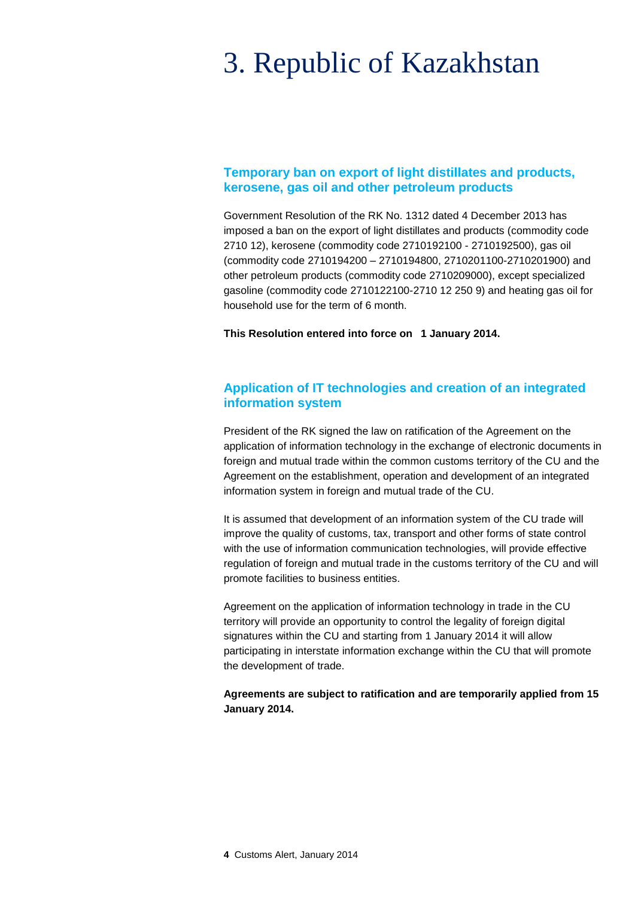# 3. Republic of Kazakhstan

## Temporary ban on export of light distillates and products, kerosene, gas oil and other petroleum products

Government Resolution of the RK No. 1312 dated 4 December 2013 has imposed a ban on the export of light distillates and products (commodity code 2710 12), kerosene (commodity code 2710192100 - 2710192500), gas oil (commodity code 2710194200 – 2710194800, 2710201100-2710201900) and other petroleum products (commodity code 2710209000), except specialized gasoline (commodity code 2710122100-2710 12 250 9) and heating gas oil for household use for the term of 6 month.

**This Resolution entered into force on 1 January 2014.**

## Application of IT technologies and creation of an integrated information system

President of the RK signed the law on ratification of the Agreement on the application of information technology in the exchange of electronic documents in foreign and mutual trade within the common customs territory of the CU and the Agreement on the establishment, operation and development of an integrated information system in foreign and mutual trade of the CU.

It is assumed that development of an information system of the CU trade will improve the quality of customs, tax, transport and other forms of state control with the use of information communication technologies, will provide effective regulation of foreign and mutual trade in the customs territory of the CU and will promote facilities to business entities.

Agreement on the application of information technology in trade in the CU territory will provide an opportunity to control the legality of foreign digital signatures within the CU and starting from 1 January 2014 it will allow participating in interstate information exchange within the CU that will promote the development of trade.

**Agreements are subject to ratification and are temporarily applied from 15 January 2014.**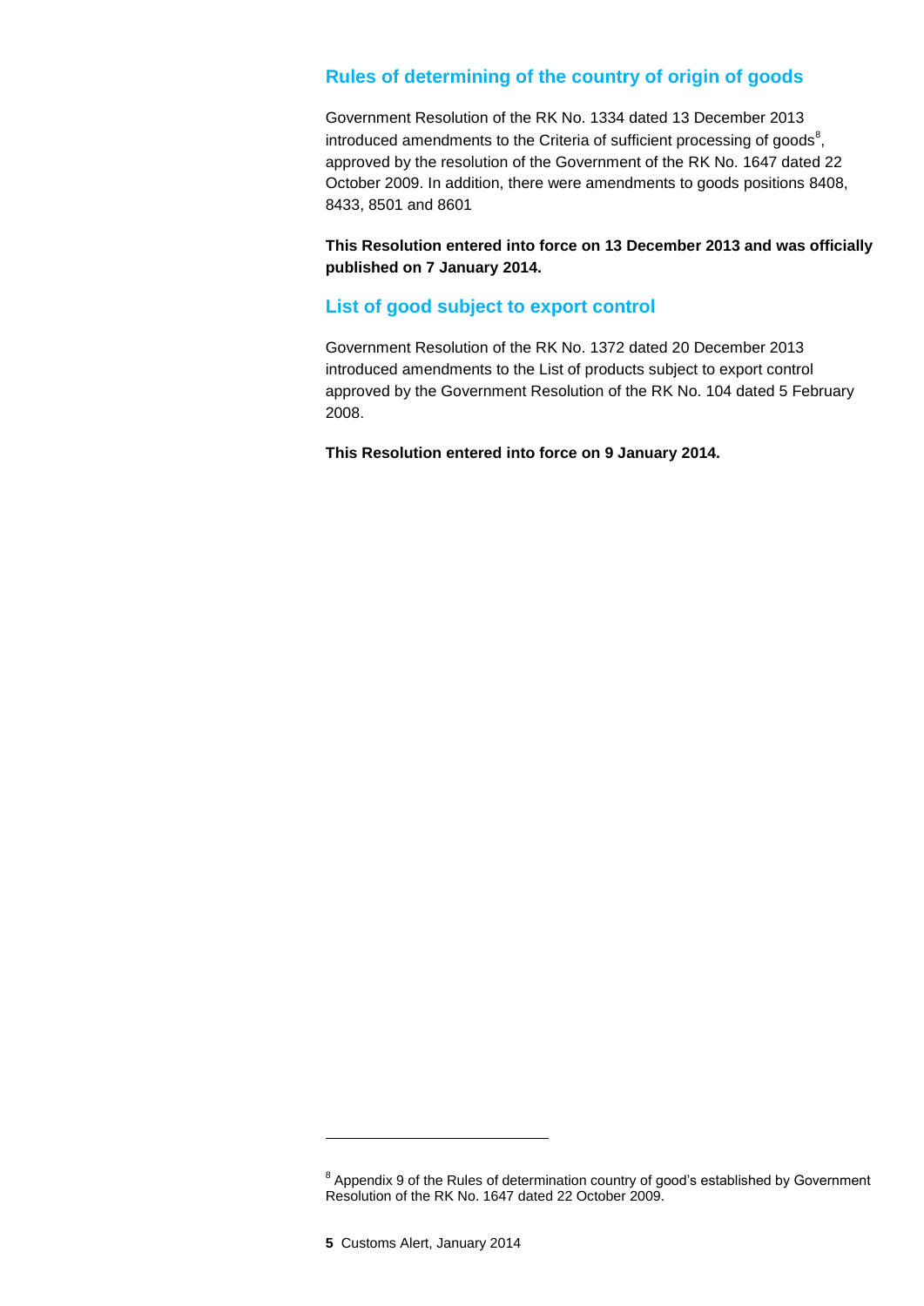## Rules of determining of the country of origin of goods

Government Resolution of the RK No. 1334 dated 13 December 2013 introduced amendments to the Criteria of sufficient processing of goods[8], approved by the resolution of the Government of the RK No. 1647 dated 22 October 2009. In addition, there were amendments to goods positions 8408, 8433, 8501 and 8601

**This Resolution entered into force on 13 December 2013 and was officially published on 7 January 2014.**

## List of good subject to export control

Government Resolution of the RK No. 1372 dated 20 December 2013 introduced amendments to the List of products subject to export control approved by the Government Resolution of the RK No. 104 dated 5 February 2008.

**This Resolution entered into force on 9 January 2014.**

---

[8] Appendix 9 of the Rules of determination country of good's established by Government Resolution of the RK No. 1647 dated 22 October 2009.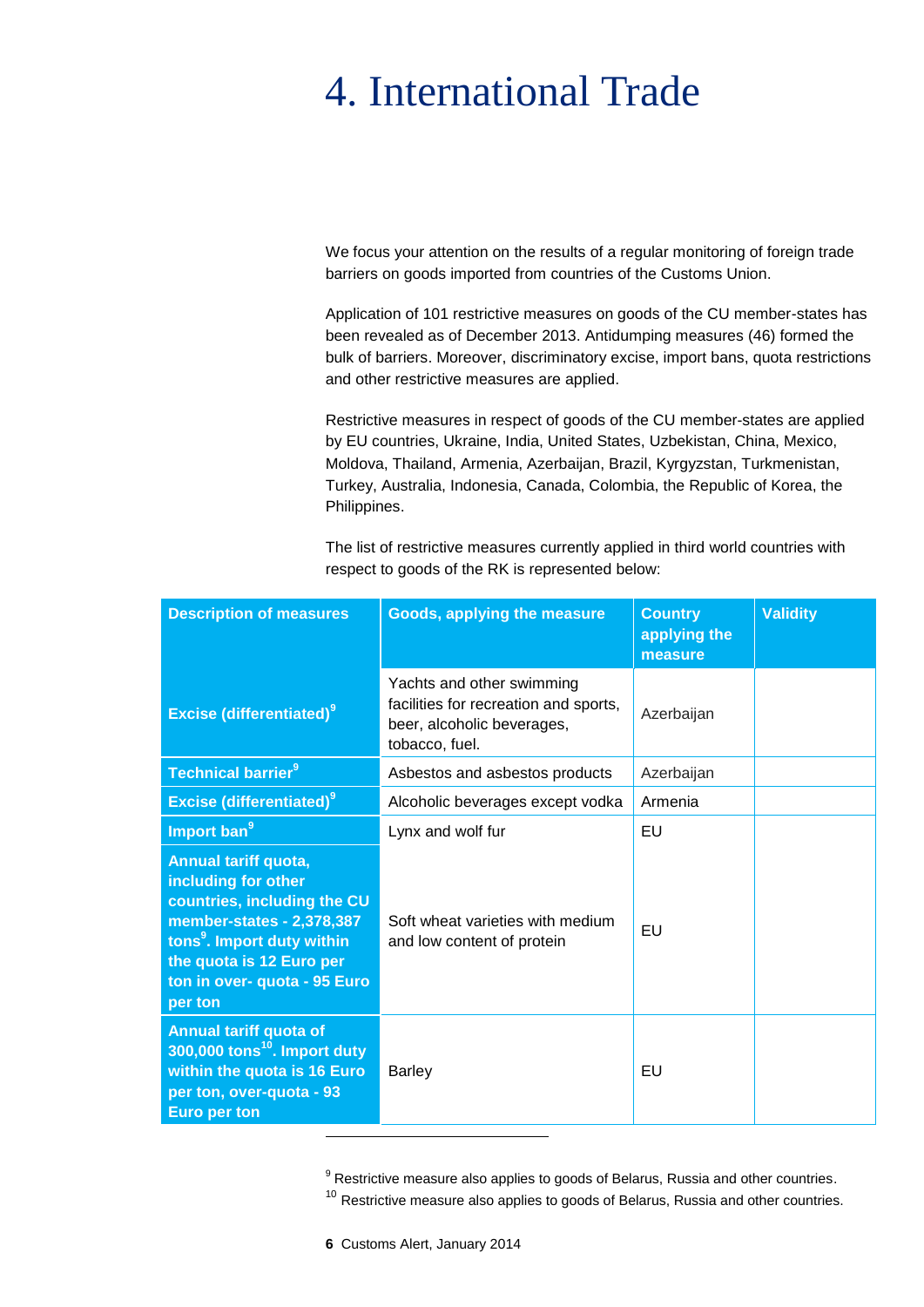# 4. International Trade

We focus your attention on the results of a regular monitoring of foreign trade barriers on goods imported from countries of the Customs Union.

Application of 101 restrictive measures on goods of the CU member-states has been revealed as of December 2013. Antidumping measures (46) formed the bulk of barriers. Moreover, discriminatory excise, import bans, quota restrictions and other restrictive measures are applied.

Restrictive measures in respect of goods of the CU member-states are applied by EU countries, Ukraine, India, United States, Uzbekistan, China, Mexico, Moldova, Thailand, Armenia, Azerbaijan, Brazil, Kyrgyzstan, Turkmenistan, Turkey, Australia, Indonesia, Canada, Colombia, the Republic of Korea, the Philippines.

The list of restrictive measures currently applied in third world countries with respect to goods of the RK is represented below:

| Description of measures | Goods, applying the measure | Country applying the measure | Validity |
|---|---|---|---|
| **Excise (differentiated)[9]** | Yachts and other swimming facilities for recreation and sports, beer, alcoholic beverages, tobacco, fuel. | Azerbaijan | |
| **Technical barrier[9]** | Asbestos and asbestos products | Azerbaijan | |
| **Excise (differentiated)[9]** | Alcoholic beverages except vodka | Armenia | |
| **Import ban[9]** | Lynx and wolf fur | EU | |
| **Annual tariff quota, including for other countries, including the CU member-states - 2,378,387 tons[9]. Import duty within the quota is 12 Euro per ton in over- quota - 95 Euro per ton** | Soft wheat varieties with medium and low content of protein | EU | |
| **Annual tariff quota of 300,000 tons[10]. Import duty within the quota is 16 Euro per ton, over-quota - 93 Euro per ton** | Barley | EU | |

[9] Restrictive measure also applies to goods of Belarus, Russia and other countries.

[10] Restrictive measure also applies to goods of Belarus, Russia and other countries.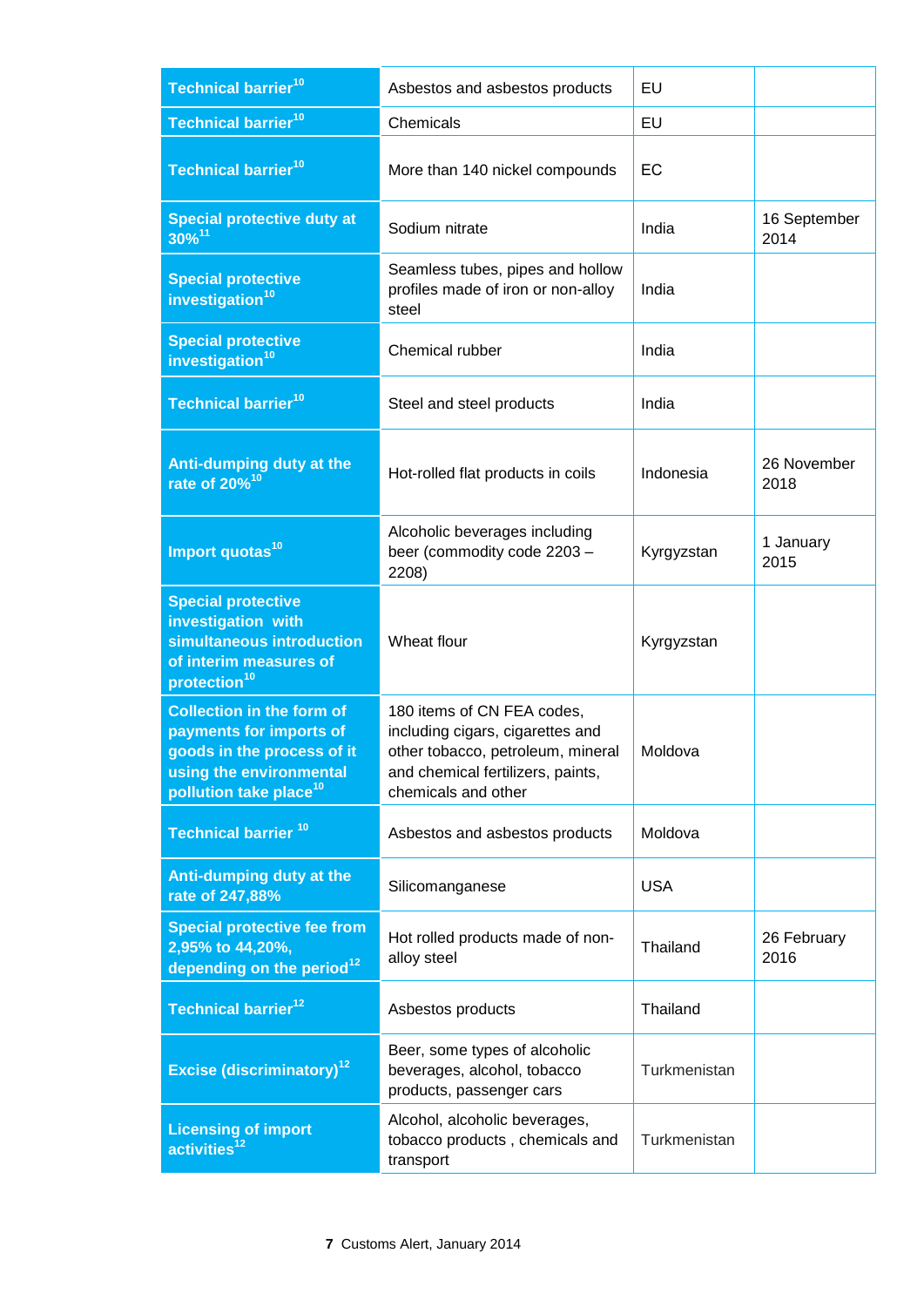| | | | |
|---|---|---|---|
| **Technical barrier**[10] | Asbestos and asbestos products | EU | |
| **Technical barrier**[10] | Chemicals | EU | |
| **Technical barrier**[10] | More than 140 nickel compounds | EC | |
| **Special protective duty at 30%**[11] | Sodium nitrate | India | 16 September 2014 |
| **Special protective investigation**[10] | Seamless tubes, pipes and hollow profiles made of iron or non-alloy steel | India | |
| **Special protective investigation**[10] | Chemical rubber | India | |
| **Technical barrier**[10] | Steel and steel products | India | |
| **Anti-dumping duty at the rate of 20%**[10] | Hot-rolled flat products in coils | Indonesia | 26 November 2018 |
| **Import quotas**[10] | Alcoholic beverages including beer (commodity code 2203 – 2208) | Kyrgyzstan | 1 January 2015 |
| **Special protective investigation with simultaneous introduction of interim measures of protection**[10] | Wheat flour | Kyrgyzstan | |
| **Collection in the form of payments for imports of goods in the process of it using the environmental pollution take place**[10] | 180 items of CN FEA codes, including cigars, cigarettes and other tobacco, petroleum, mineral and chemical fertilizers, paints, chemicals and other | Moldova | |
| **Technical barrier** [10] | Asbestos and asbestos products | Moldova | |
| **Anti-dumping duty at the rate of 247,88%** | Silicomanganese | USA | |
| **Special protective fee from 2,95% to 44,20%, depending on the period**[12] | Hot rolled products made of non-alloy steel | Thailand | 26 February 2016 |
| **Technical barrier**[12] | Asbestos products | Thailand | |
| **Excise (discriminatory)**[12] | Beer, some types of alcoholic beverages, alcohol, tobacco products, passenger cars | Turkmenistan | |
| **Licensing of import activities**[12] | Alcohol, alcoholic beverages, tobacco products , chemicals and transport | Turkmenistan | |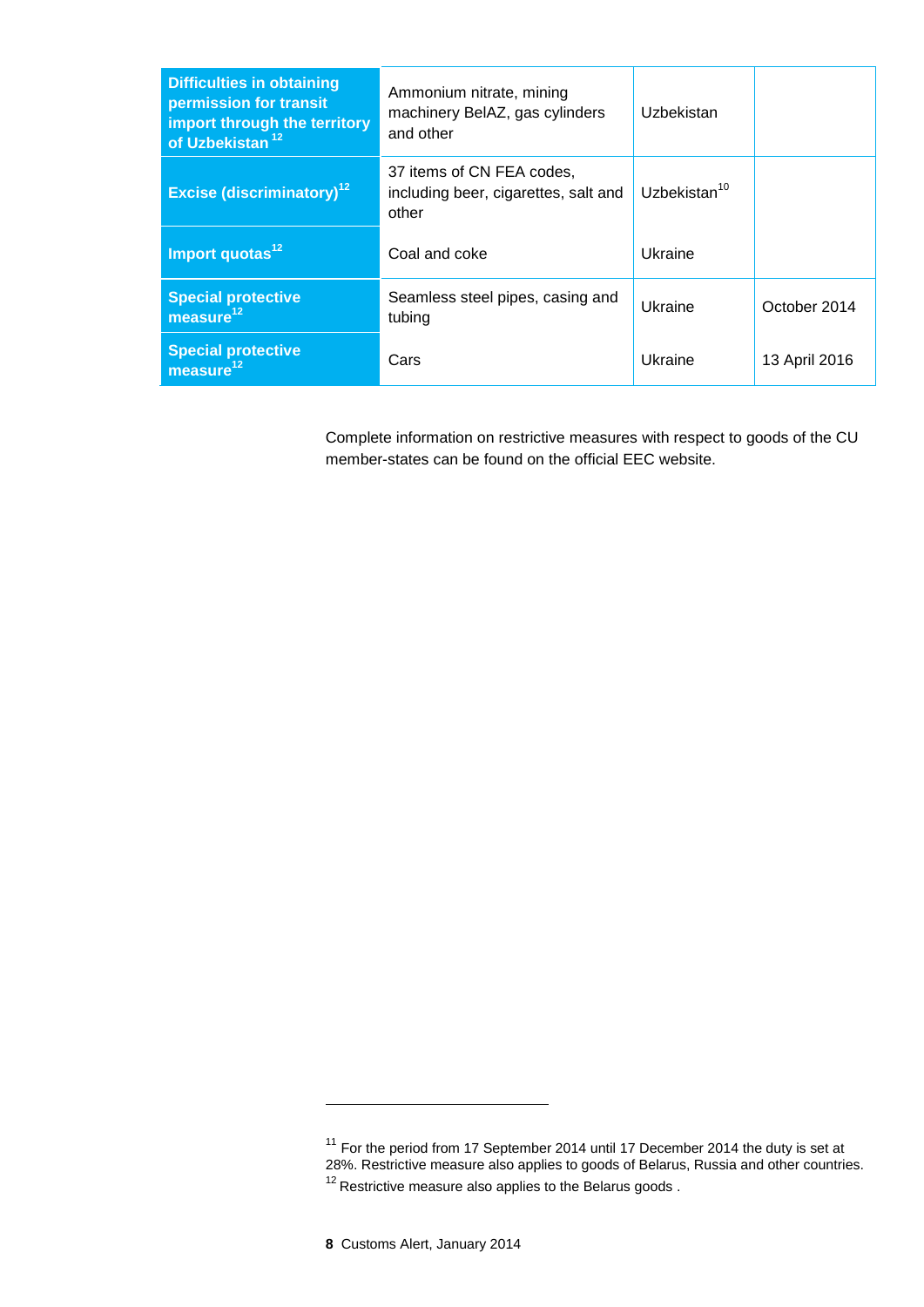| | | | |
|---|---|---|---|
| **Difficulties in obtaining permission for transit import through the territory of Uzbekistan** [12] | Ammonium nitrate, mining machinery BelAZ, gas cylinders and other | Uzbekistan | |
| **Excise (discriminatory)**[12] | 37 items of CN FEA codes, including beer, cigarettes, salt and other | Uzbekistan[10] | |
| **Import quotas**[12] | Coal and coke | Ukraine | |
| **Special protective measure**[12] | Seamless steel pipes, casing and tubing | Ukraine | October 2014 |
| **Special protective measure**[12] | Cars | Ukraine | 13 April 2016 |

Complete information on restrictive measures with respect to goods of the CU member-states can be found on the official EEC website.

---

[11] For the period from 17 September 2014 until 17 December 2014 the duty is set at 28%. Restrictive measure also applies to goods of Belarus, Russia and other countries.

[12] Restrictive measure also applies to the Belarus goods .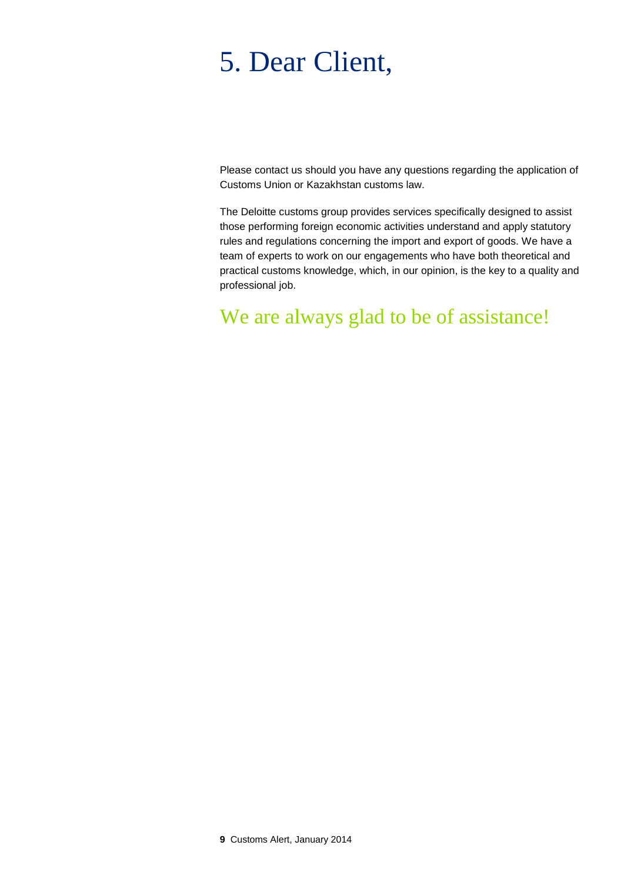# 5. Dear Client,

Please contact us should you have any questions regarding the application of Customs Union or Kazakhstan customs law.

The Deloitte customs group provides services specifically designed to assist those performing foreign economic activities understand and apply statutory rules and regulations concerning the import and export of goods. We have a team of experts to work on our engagements who have both theoretical and practical customs knowledge, which, in our opinion, is the key to a quality and professional job.

## We are always glad to be of assistance!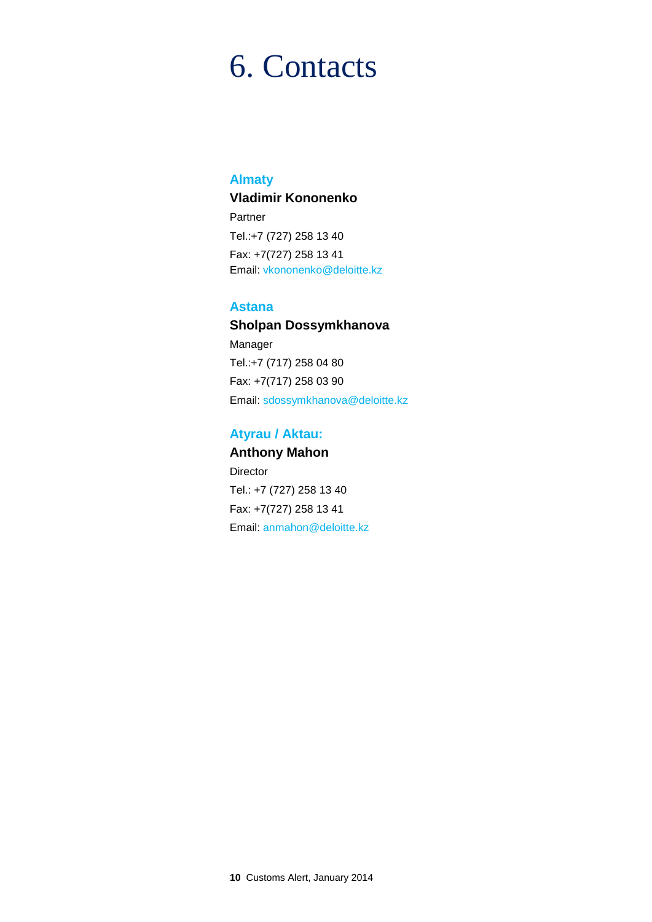# 6. Contacts

### Almaty

**Vladimir Kononenko**

Partner

Tel.:+7 (727) 258 13 40

Fax: +7(727) 258 13 41

Email: vkononenko@deloitte.kz

### Astana

**Sholpan Dossymkhanova**

Manager

Tel.:+7 (717) 258 04 80

Fax: +7(717) 258 03 90

Email: sdossymkhanova@deloitte.kz

### Atyrau / Aktau:

**Anthony Mahon**

Director

Tel.: +7 (727) 258 13 40

Fax: +7(727) 258 13 41

Email: anmahon@deloitte.kz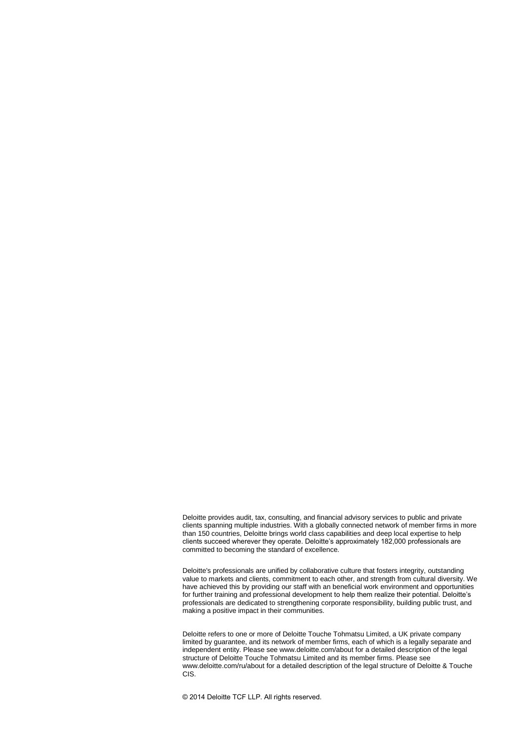Deloitte provides audit, tax, consulting, and financial advisory services to public and private clients spanning multiple industries. With a globally connected network of member firms in more than 150 countries, Deloitte brings world class capabilities and deep local expertise to help clients succeed wherever they operate. Deloitte's approximately 182,000 professionals are committed to becoming the standard of excellence.

Deloitte's professionals are unified by collaborative culture that fosters integrity, outstanding value to markets and clients, commitment to each other, and strength from cultural diversity. We have achieved this by providing our staff with an beneficial work environment and opportunities for further training and professional development to help them realize their potential. Deloitte's professionals are dedicated to strengthening corporate responsibility, building public trust, and making a positive impact in their communities.

Deloitte refers to one or more of Deloitte Touche Tohmatsu Limited, a UK private company limited by guarantee, and its network of member firms, each of which is a legally separate and independent entity. Please see www.deloitte.com/about for a detailed description of the legal structure of Deloitte Touche Tohmatsu Limited and its member firms. Please see www.deloitte.com/ru/about for a detailed description of the legal structure of Deloitte & Touche CIS.

© 2014 Deloitte TCF LLP. All rights reserved.